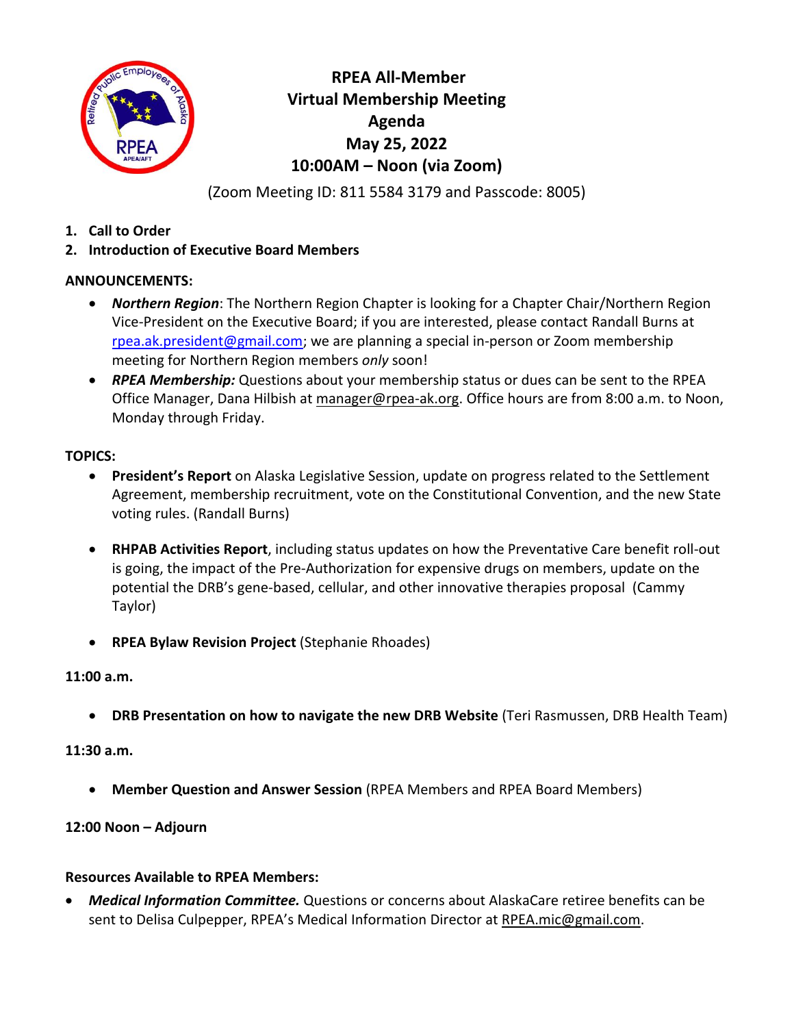# RPEA All-Member Virtual Membership Meeting Agenda

## May 25, 2022

## 10:00AM – Noon (via Zoom)

(Zoom Meeting ID: 811 5584 3179 and Passcode: 8005)

1. **Call to Order**
2. **Introduction of Executive Board Members**

**ANNOUNCEMENTS:**

- ***Northern Region***: The Northern Region Chapter is looking for a Chapter Chair/Northern Region Vice-President on the Executive Board; if you are interested, please contact Randall Burns at rpea.ak.president@gmail.com; we are planning a special in-person or Zoom membership meeting for Northern Region members *only* soon!
- ***RPEA Membership:*** Questions about your membership status or dues can be sent to the RPEA Office Manager, Dana Hilbish at manager@rpea-ak.org. Office hours are from 8:00 a.m. to Noon, Monday through Friday.

**TOPICS:**

- **President's Report** on Alaska Legislative Session, update on progress related to the Settlement Agreement, membership recruitment, vote on the Constitutional Convention, and the new State voting rules. (Randall Burns)

- **RHPAB Activities Report**, including status updates on how the Preventative Care benefit roll-out is going, the impact of the Pre-Authorization for expensive drugs on members, update on the potential the DRB's gene-based, cellular, and other innovative therapies proposal (Cammy Taylor)

- **RPEA Bylaw Revision Project** (Stephanie Rhoades)

**11:00 a.m.**

- **DRB Presentation on how to navigate the new DRB Website** (Teri Rasmussen, DRB Health Team)

**11:30 a.m.**

- **Member Question and Answer Session** (RPEA Members and RPEA Board Members)

**12:00 Noon – Adjourn**

**Resources Available to RPEA Members:**

- ***Medical Information Committee.*** Questions or concerns about AlaskaCare retiree benefits can be sent to Delisa Culpepper, RPEA's Medical Information Director at RPEA.mic@gmail.com.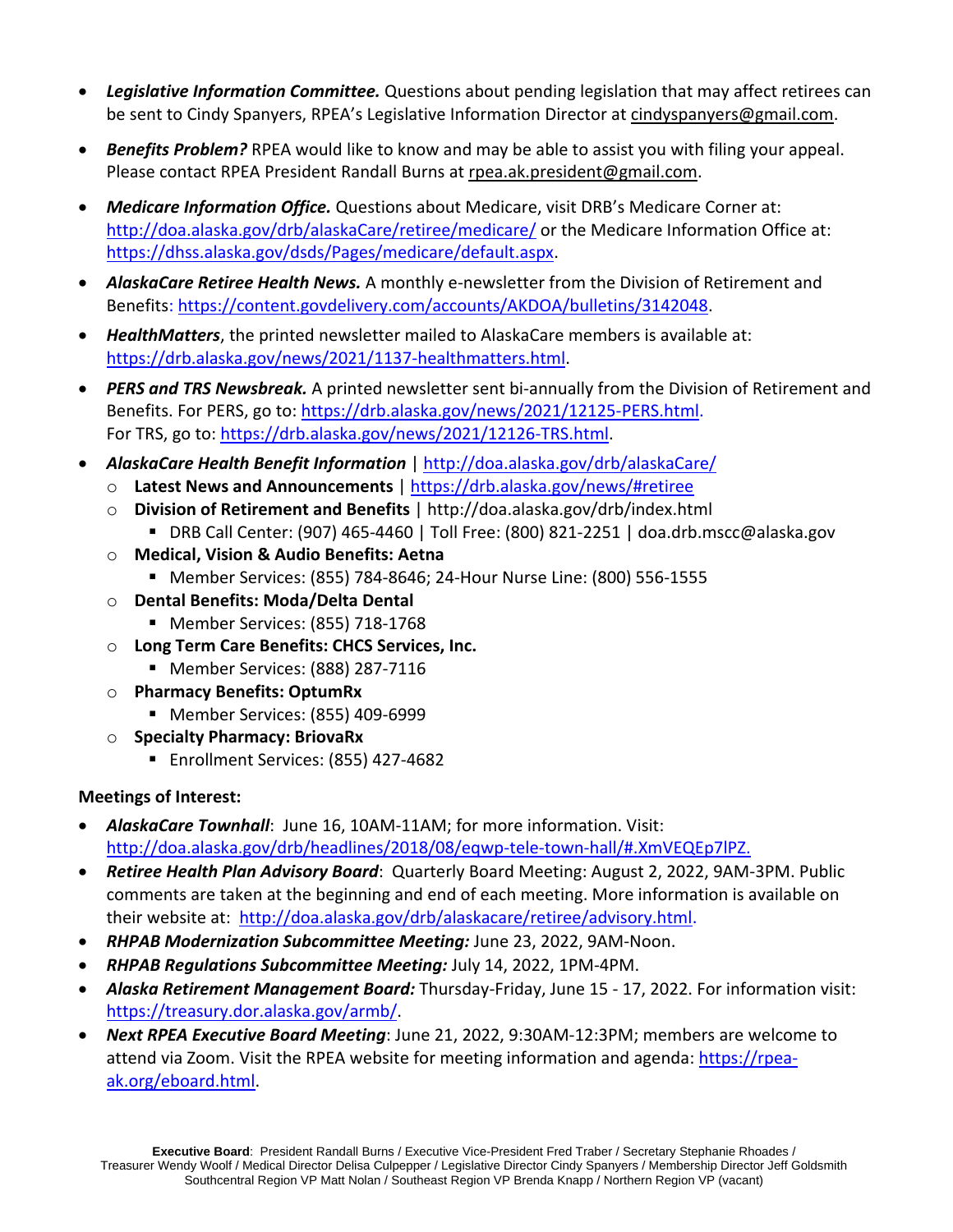- ***Legislative Information Committee.*** Questions about pending legislation that may affect retirees can be sent to Cindy Spanyers, RPEA's Legislative Information Director at cindyspanyers@gmail.com.
- ***Benefits Problem?*** RPEA would like to know and may be able to assist you with filing your appeal. Please contact RPEA President Randall Burns at rpea.ak.president@gmail.com.
- ***Medicare Information Office.*** Questions about Medicare, visit DRB's Medicare Corner at: http://doa.alaska.gov/drb/alaskaCare/retiree/medicare/ or the Medicare Information Office at: https://dhss.alaska.gov/dsds/Pages/medicare/default.aspx.
- ***AlaskaCare Retiree Health News.*** A monthly e-newsletter from the Division of Retirement and Benefits: https://content.govdelivery.com/accounts/AKDOA/bulletins/3142048.
- ***HealthMatters***, the printed newsletter mailed to AlaskaCare members is available at: https://drb.alaska.gov/news/2021/1137-healthmatters.html.
- ***PERS and TRS Newsbreak.*** A printed newsletter sent bi-annually from the Division of Retirement and Benefits. For PERS, go to: https://drb.alaska.gov/news/2021/12125-PERS.html. For TRS, go to: https://drb.alaska.gov/news/2021/12126-TRS.html.
- ***AlaskaCare Health Benefit Information*** | http://doa.alaska.gov/drb/alaskaCare/
  - **Latest News and Announcements** | https://drb.alaska.gov/news/#retiree
  - **Division of Retirement and Benefits** | http://doa.alaska.gov/drb/index.html
    - DRB Call Center: (907) 465-4460 | Toll Free: (800) 821-2251 | doa.drb.mscc@alaska.gov
  - **Medical, Vision & Audio Benefits: Aetna**
    - Member Services: (855) 784-8646; 24-Hour Nurse Line: (800) 556-1555
  - **Dental Benefits: Moda/Delta Dental**
    - Member Services: (855) 718-1768
  - **Long Term Care Benefits: CHCS Services, Inc.**
    - Member Services: (888) 287-7116
  - **Pharmacy Benefits: OptumRx**
    - Member Services: (855) 409-6999
  - **Specialty Pharmacy: BriovaRx**
    - Enrollment Services: (855) 427-4682

**Meetings of Interest:**

- ***AlaskaCare Townhall***: June 16, 10AM-11AM; for more information. Visit: http://doa.alaska.gov/drb/headlines/2018/08/eqwp-tele-town-hall/#.XmVEQEp7lPZ.
- ***Retiree Health Plan Advisory Board***: Quarterly Board Meeting: August 2, 2022, 9AM-3PM. Public comments are taken at the beginning and end of each meeting. More information is available on their website at: http://doa.alaska.gov/drb/alaskacare/retiree/advisory.html.
- ***RHPAB Modernization Subcommittee Meeting:*** June 23, 2022, 9AM-Noon.
- ***RHPAB Regulations Subcommittee Meeting:*** July 14, 2022, 1PM-4PM.
- ***Alaska Retirement Management Board:*** Thursday-Friday, June 15 - 17, 2022. For information visit: https://treasury.dor.alaska.gov/armb/.
- ***Next RPEA Executive Board Meeting***: June 21, 2022, 9:30AM-12:3PM; members are welcome to attend via Zoom. Visit the RPEA website for meeting information and agenda: https://rpea-ak.org/eboard.html.

**Executive Board**: President Randall Burns / Executive Vice-President Fred Traber / Secretary Stephanie Rhoades / Treasurer Wendy Woolf / Medical Director Delisa Culpepper / Legislative Director Cindy Spanyers / Membership Director Jeff Goldsmith Southcentral Region VP Matt Nolan / Southeast Region VP Brenda Knapp / Northern Region VP (vacant)